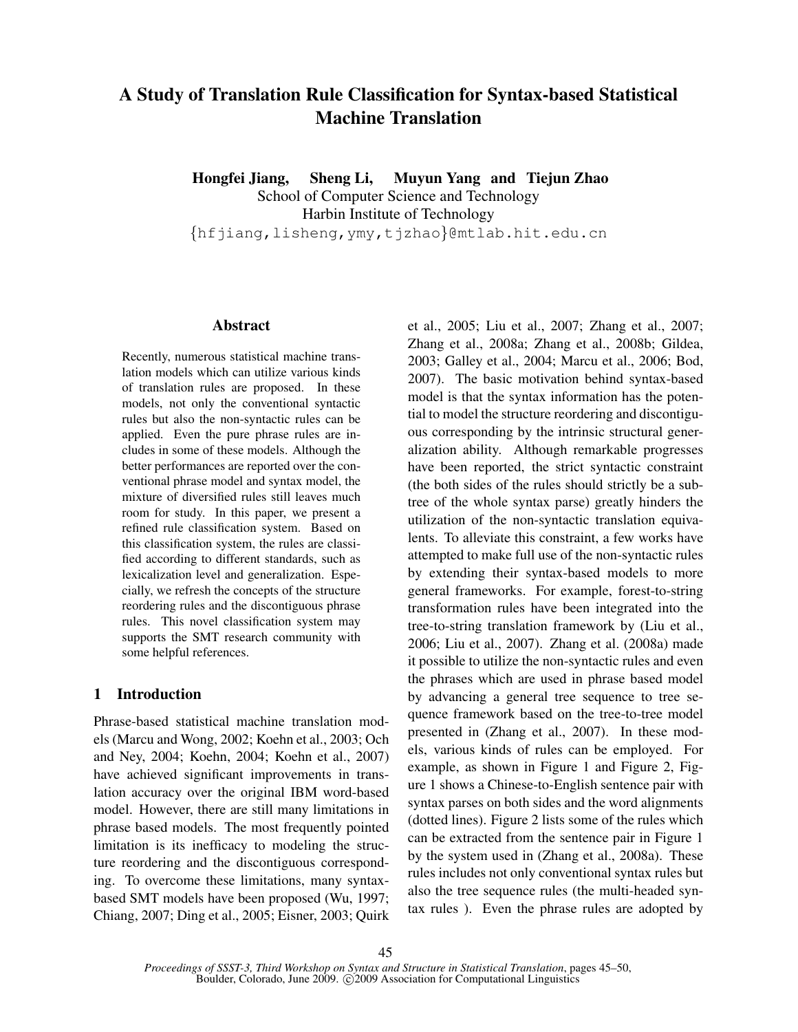# A Study of Translation Rule Classification for Syntax-based Statistical Machine Translation

**Hongfei Jiang, Sheng Li, Muyun Yang and Tiejun Zhao**
School of Computer Science and Technology
Harbin Institute of Technology
{hfjiang,lisheng,ymy,tjzhao}@mtlab.hit.edu.cn

## Abstract

Recently, numerous statistical machine translation models which can utilize various kinds of translation rules are proposed. In these models, not only the conventional syntactic rules but also the non-syntactic rules can be applied. Even the pure phrase rules are includes in some of these models. Although the better performances are reported over the conventional phrase model and syntax model, the mixture of diversified rules still leaves much room for study. In this paper, we present a refined rule classification system. Based on this classification system, the rules are classified according to different standards, such as lexicalization level and generalization. Especially, we refresh the concepts of the structure reordering rules and the discontiguous phrase rules. This novel classification system may supports the SMT research community with some helpful references.

## 1 Introduction

Phrase-based statistical machine translation models (Marcu and Wong, 2002; Koehn et al., 2003; Och and Ney, 2004; Koehn, 2004; Koehn et al., 2007) have achieved significant improvements in translation accuracy over the original IBM word-based model. However, there are still many limitations in phrase based models. The most frequently pointed limitation is its inefficacy to modeling the structure reordering and the discontiguous corresponding. To overcome these limitations, many syntax-based SMT models have been proposed (Wu, 1997; Chiang, 2007; Ding et al., 2005; Eisner, 2003; Quirk et al., 2005; Liu et al., 2007; Zhang et al., 2007; Zhang et al., 2008a; Zhang et al., 2008b; Gildea, 2003; Galley et al., 2004; Marcu et al., 2006; Bod, 2007). The basic motivation behind syntax-based model is that the syntax information has the potential to model the structure reordering and discontiguous corresponding by the intrinsic structural generalization ability. Although remarkable progresses have been reported, the strict syntactic constraint (the both sides of the rules should strictly be a subtree of the whole syntax parse) greatly hinders the utilization of the non-syntactic translation equivalents. To alleviate this constraint, a few works have attempted to make full use of the non-syntactic rules by extending their syntax-based models to more general frameworks. For example, forest-to-string transformation rules have been integrated into the tree-to-string translation framework by (Liu et al., 2006; Liu et al., 2007). Zhang et al. (2008a) made it possible to utilize the non-syntactic rules and even the phrases which are used in phrase based model by advancing a general tree sequence to tree sequence framework based on the tree-to-tree model presented in (Zhang et al., 2007). In these models, various kinds of rules can be employed. For example, as shown in Figure 1 and Figure 2, Figure 1 shows a Chinese-to-English sentence pair with syntax parses on both sides and the word alignments (dotted lines). Figure 2 lists some of the rules which can be extracted from the sentence pair in Figure 1 by the system used in (Zhang et al., 2008a). These rules includes not only conventional syntax rules but also the tree sequence rules (the multi-headed syntax rules ). Even the phrase rules are adopted by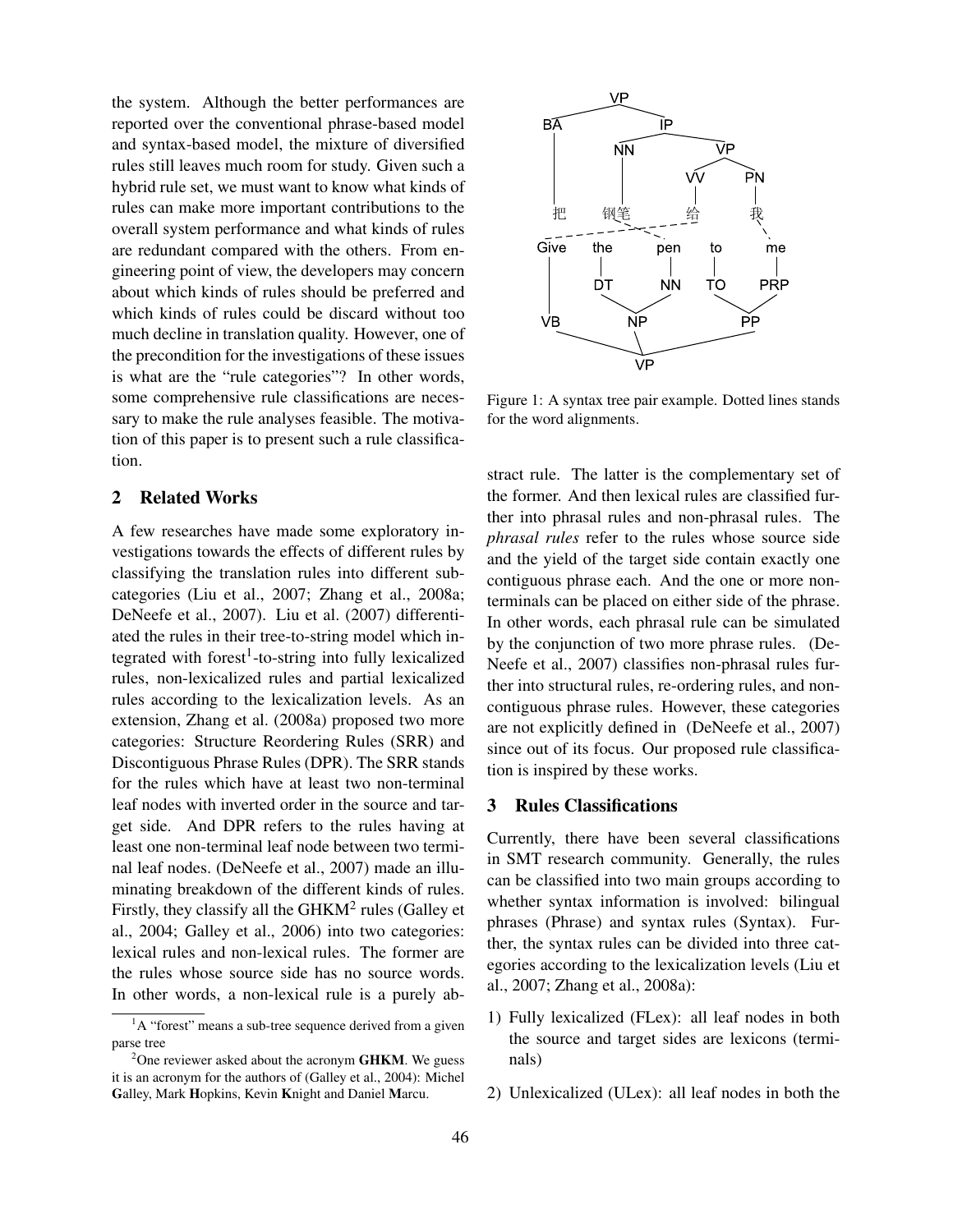the system. Although the better performances are reported over the conventional phrase-based model and syntax-based model, the mixture of diversified rules still leaves much room for study. Given such a hybrid rule set, we must want to know what kinds of rules can make more important contributions to the overall system performance and what kinds of rules are redundant compared with the others. From engineering point of view, the developers may concern about which kinds of rules should be preferred and which kinds of rules could be discard without too much decline in translation quality. However, one of the precondition for the investigations of these issues is what are the "rule categories"? In other words, some comprehensive rule classifications are necessary to make the rule analyses feasible. The motivation of this paper is to present such a rule classification.

## 2 Related Works

A few researches have made some exploratory investigations towards the effects of different rules by classifying the translation rules into different subcategories (Liu et al., 2007; Zhang et al., 2008a; DeNeefe et al., 2007). Liu et al. (2007) differentiated the rules in their tree-to-string model which integrated with forest[1]-to-string into fully lexicalized rules, non-lexicalized rules and partial lexicalized rules according to the lexicalization levels. As an extension, Zhang et al. (2008a) proposed two more categories: Structure Reordering Rules (SRR) and Discontiguous Phrase Rules (DPR). The SRR stands for the rules which have at least two non-terminal leaf nodes with inverted order in the source and target side. And DPR refers to the rules having at least one non-terminal leaf node between two terminal leaf nodes. (DeNeefe et al., 2007) made an illuminating breakdown of the different kinds of rules. Firstly, they classify all the GHKM[2] rules (Galley et al., 2004; Galley et al., 2006) into two categories: lexical rules and non-lexical rules. The former are the rules whose source side has no source words. In other words, a non-lexical rule is a purely abstract rule. The latter is the complementary set of the former. And then lexical rules are classified further into phrasal rules and non-phrasal rules. The *phrasal rules* refer to the rules whose source side and the yield of the target side contain exactly one contiguous phrase each. And the one or more non-terminals can be placed on either side of the phrase. In other words, each phrasal rule can be simulated by the conjunction of two more phrase rules. (DeNeefe et al., 2007) classifies non-phrasal rules further into structural rules, re-ordering rules, and non-contiguous phrase rules. However, these categories are not explicitly defined in (DeNeefe et al., 2007) since out of its focus. Our proposed rule classification is inspired by these works.

Figure 1: A syntax tree pair example. Dotted lines stands for the word alignments.

## 3 Rules Classifications

Currently, there have been several classifications in SMT research community. Generally, the rules can be classified into two main groups according to whether syntax information is involved: bilingual phrases (Phrase) and syntax rules (Syntax). Further, the syntax rules can be divided into three categories according to the lexicalization levels (Liu et al., 2007; Zhang et al., 2008a):

1) Fully lexicalized (FLex): all leaf nodes in both the source and target sides are lexicons (terminals)

2) Unlexicalized (ULex): all leaf nodes in both the

[1] A "forest" means a sub-tree sequence derived from a given parse tree

[2] One reviewer asked about the acronym **GHKM**. We guess it is an acronym for the authors of (Galley et al., 2004): Michel **G**alley, Mark **H**opkins, Kevin **K**night and Daniel **M**arcu.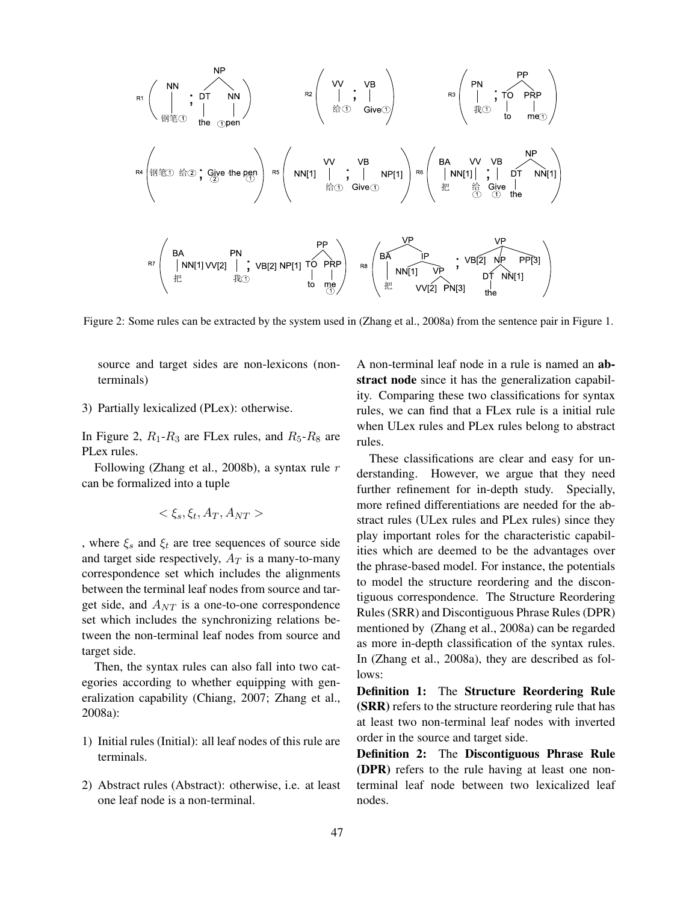Figure 2: Some rules can be extracted by the system used in (Zhang et al., 2008a) from the sentence pair in Figure 1.

source and target sides are non-lexicons (non-terminals)

3) Partially lexicalized (PLex): otherwise.

In Figure 2, $R_1$-$R_3$ are FLex rules, and $R_5$-$R_8$ are PLex rules.

Following (Zhang et al., 2008b), a syntax rule $r$ can be formalized into a tuple

$$< \xi_s, \xi_t, A_T, A_{NT} >$$

, where $\xi_s$ and $\xi_t$ are tree sequences of source side and target side respectively, $A_T$ is a many-to-many correspondence set which includes the alignments between the terminal leaf nodes from source and target side, and $A_{NT}$ is a one-to-one correspondence set which includes the synchronizing relations between the non-terminal leaf nodes from source and target side.

Then, the syntax rules can also fall into two categories according to whether equipping with generalization capability (Chiang, 2007; Zhang et al., 2008a):

1) Initial rules (Initial): all leaf nodes of this rule are terminals.

2) Abstract rules (Abstract): otherwise, i.e. at least one leaf node is a non-terminal.

A non-terminal leaf node in a rule is named an **abstract node** since it has the generalization capability. Comparing these two classifications for syntax rules, we can find that a FLex rule is a initial rule when ULex rules and PLex rules belong to abstract rules.

These classifications are clear and easy for understanding. However, we argue that they need further refinement for in-depth study. Specially, more refined differentiations are needed for the abstract rules (ULex rules and PLex rules) since they play important roles for the characteristic capabilities which are deemed to be the advantages over the phrase-based model. For instance, the potentials to model the structure reordering and the discontiguous correspondence. The Structure Reordering Rules (SRR) and Discontiguous Phrase Rules (DPR) mentioned by (Zhang et al., 2008a) can be regarded as more in-depth classification of the syntax rules. In (Zhang et al., 2008a), they are described as follows:

**Definition 1:** The **Structure Reordering Rule (SRR)** refers to the structure reordering rule that has at least two non-terminal leaf nodes with inverted order in the source and target side.

**Definition 2:** The **Discontiguous Phrase Rule (DPR)** refers to the rule having at least one non-terminal leaf node between two lexicalized leaf nodes.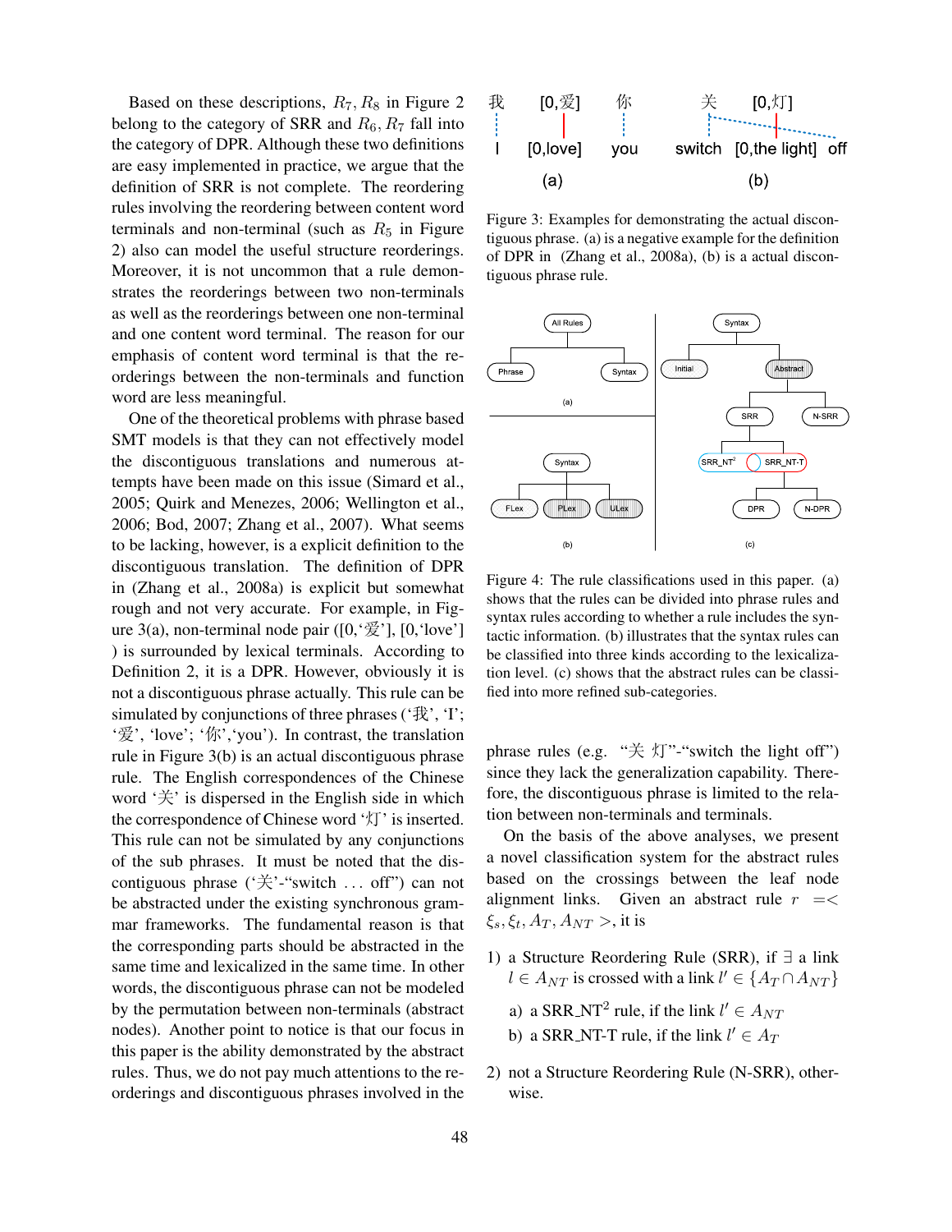Based on these descriptions, $R_7, R_8$ in Figure 2 belong to the category of SRR and $R_6, R_7$ fall into the category of DPR. Although these two definitions are easy implemented in practice, we argue that the definition of SRR is not complete. The reordering rules involving the reordering between content word terminals and non-terminal (such as $R_5$ in Figure 2) also can model the useful structure reorderings. Moreover, it is not uncommon that a rule demonstrates the reorderings between two non-terminals as well as the reorderings between one non-terminal and one content word terminal. The reason for our emphasis of content word terminal is that the reorderings between the non-terminals and function word are less meaningful.

One of the theoretical problems with phrase based SMT models is that they can not effectively model the discontiguous translations and numerous attempts have been made on this issue (Simard et al., 2005; Quirk and Menezes, 2006; Wellington et al., 2006; Bod, 2007; Zhang et al., 2007). What seems to be lacking, however, is a explicit definition to the discontiguous translation. The definition of DPR in (Zhang et al., 2008a) is explicit but somewhat rough and not very accurate. For example, in Figure 3(a), non-terminal node pair ([0,'爱'], [0,'love'] ) is surrounded by lexical terminals. According to Definition 2, it is a DPR. However, obviously it is not a discontiguous phrase actually. This rule can be simulated by conjunctions of three phrases ('我', 'I'; '爱', 'love'; '你','you'). In contrast, the translation rule in Figure 3(b) is an actual discontiguous phrase rule. The English correspondences of the Chinese word '关' is dispersed in the English side in which the correspondence of Chinese word '灯' is inserted. This rule can not be simulated by any conjunctions of the sub phrases. It must be noted that the discontiguous phrase ('关'-"switch … off") can not be abstracted under the existing synchronous grammar frameworks. The fundamental reason is that the corresponding parts should be abstracted in the same time and lexicalized in the same time. In other words, the discontiguous phrase can not be modeled by the permutation between non-terminals (abstract nodes). Another point to notice is that our focus in this paper is the ability demonstrated by the abstract rules. Thus, we do not pay much attentions to the reorderings and discontiguous phrases involved in the phrase rules (e.g. "关 灯"-"switch the light off") since they lack the generalization capability. Therefore, the discontiguous phrase is limited to the relation between non-terminals and terminals.

Figure 3: Examples for demonstrating the actual discontiguous phrase. (a) is a negative example for the definition of DPR in (Zhang et al., 2008a), (b) is a actual discontiguous phrase rule.

Figure 4: The rule classifications used in this paper. (a) shows that the rules can be divided into phrase rules and syntax rules according to whether a rule includes the syntactic information. (b) illustrates that the syntax rules can be classified into three kinds according to the lexicalization level. (c) shows that the abstract rules can be classified into more refined sub-categories.

On the basis of the above analyses, we present a novel classification system for the abstract rules based on the crossings between the leaf node alignment links. Given an abstract rule $r = <\xi_s, \xi_t, A_T, A_{NT}>$, it is

1) a Structure Reordering Rule (SRR), if $\exists$ a link $l \in A_{NT}$ is crossed with a link $l' \in \{A_T \cap A_{NT}\}$
   a) a SRR_NT$^2$ rule, if the link $l' \in A_{NT}$
   b) a SRR_NT-T rule, if the link $l' \in A_T$
2) not a Structure Reordering Rule (N-SRR), otherwise.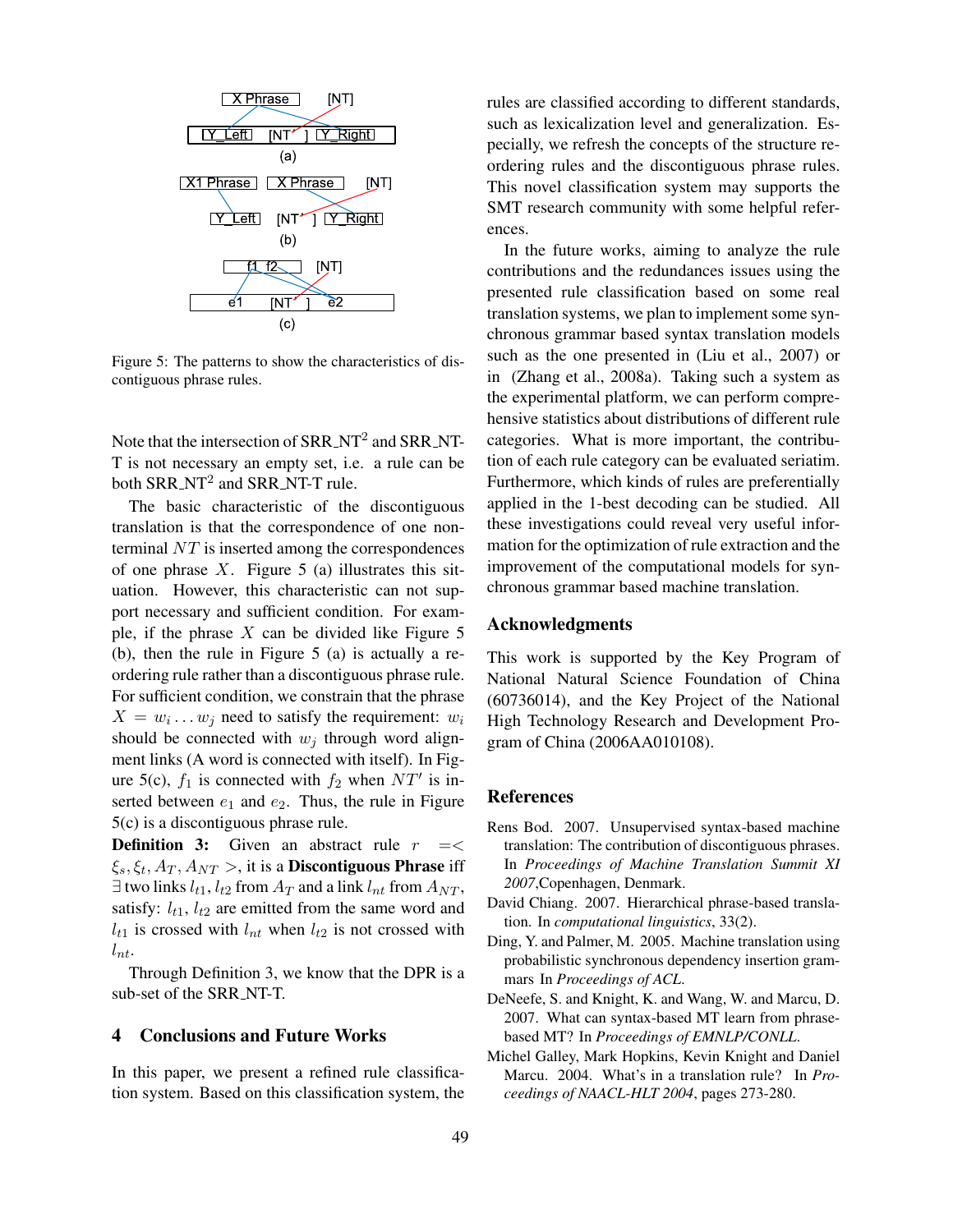Figure 5: The patterns to show the characteristics of discontiguous phrase rules.

Note that the intersection of SRR_NT$^2$ and SRR_NT-T is not necessary an empty set, i.e. a rule can be both SRR_NT$^2$ and SRR_NT-T rule.

The basic characteristic of the discontiguous translation is that the correspondence of one non-terminal $NT$ is inserted among the correspondences of one phrase $X$. Figure 5 (a) illustrates this situation. However, this characteristic can not support necessary and sufficient condition. For example, if the phrase $X$ can be divided like Figure 5 (b), then the rule in Figure 5 (a) is actually a reordering rule rather than a discontiguous phrase rule. For sufficient condition, we constrain that the phrase $X = w_i \ldots w_j$ need to satisfy the requirement: $w_i$ should be connected with $w_j$ through word alignment links (A word is connected with itself). In Figure 5(c), $f_1$ is connected with $f_2$ when $NT'$ is inserted between $e_1$ and $e_2$. Thus, the rule in Figure 5(c) is a discontiguous phrase rule.

**Definition 3:** Given an abstract rule $r = < \xi_s, \xi_t, A_T, A_{NT} >$, it is a **Discontiguous Phrase** iff $\exists$ two links $l_{t1}, l_{t2}$ from $A_T$ and a link $l_{nt}$ from $A_{NT}$, satisfy: $l_{t1}$, $l_{t2}$ are emitted from the same word and $l_{t1}$ is crossed with $l_{nt}$ when $l_{t2}$ is not crossed with $l_{nt}$.

Through Definition 3, we know that the DPR is a sub-set of the SRR_NT-T.

## 4 Conclusions and Future Works

In this paper, we present a refined rule classification system. Based on this classification system, the rules are classified according to different standards, such as lexicalization level and generalization. Especially, we refresh the concepts of the structure reordering rules and the discontiguous phrase rules. This novel classification system may supports the SMT research community with some helpful references.

In the future works, aiming to analyze the rule contributions and the redundances issues using the presented rule classification based on some real translation systems, we plan to implement some synchronous grammar based syntax translation models such as the one presented in (Liu et al., 2007) or in (Zhang et al., 2008a). Taking such a system as the experimental platform, we can perform comprehensive statistics about distributions of different rule categories. What is more important, the contribution of each rule category can be evaluated seriatim. Furthermore, which kinds of rules are preferentially applied in the 1-best decoding can be studied. All these investigations could reveal very useful information for the optimization of rule extraction and the improvement of the computational models for synchronous grammar based machine translation.

## Acknowledgments

This work is supported by the Key Program of National Natural Science Foundation of China (60736014), and the Key Project of the National High Technology Research and Development Program of China (2006AA010108).

## References

Rens Bod. 2007. Unsupervised syntax-based machine translation: The contribution of discontiguous phrases. In *Proceedings of Machine Translation Summit XI 2007*,Copenhagen, Denmark.

David Chiang. 2007. Hierarchical phrase-based translation. In *computational linguistics*, 33(2).

Ding, Y. and Palmer, M. 2005. Machine translation using probabilistic synchronous dependency insertion grammars In *Proceedings of ACL*.

DeNeefe, S. and Knight, K. and Wang, W. and Marcu, D. 2007. What can syntax-based MT learn from phrase-based MT? In *Proceedings EMNLP/CONLL*.

Michel Galley, Mark Hopkins, Kevin Knight and Daniel Marcu. 2004. What's in a translation rule? In *Proceedings of NAACL-HLT 2004*, pages 273-280.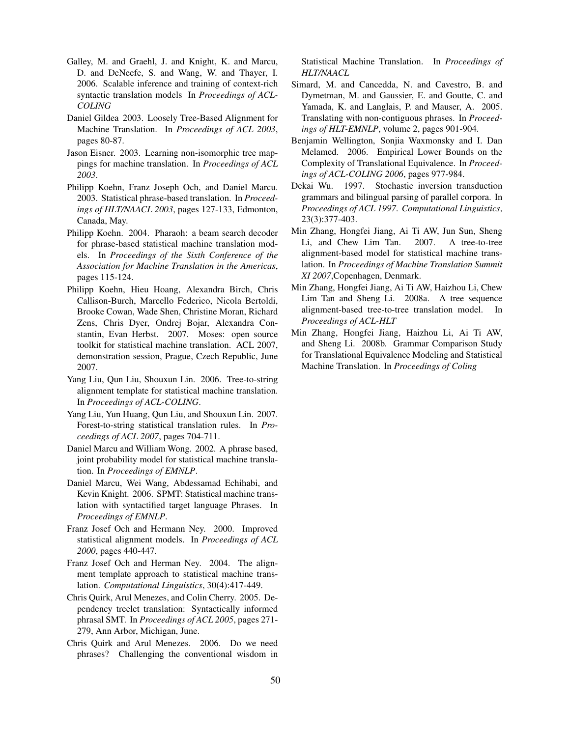Galley, M. and Graehl, J. and Knight, K. and Marcu, D. and DeNeefe, S. and Wang, W. and Thayer, I. 2006. Scalable inference and training of context-rich syntactic translation models In *Proceedings of ACL-COLING*

Daniel Gildea 2003. Loosely Tree-Based Alignment for Machine Translation. In *Proceedings of ACL 2003*, pages 80-87.

Jason Eisner. 2003. Learning non-isomorphic tree mappings for machine translation. In *Proceedings of ACL 2003*.

Philipp Koehn, Franz Joseph Och, and Daniel Marcu. 2003. Statistical phrase-based translation. In *Proceedings of HLT/NAACL 2003*, pages 127-133, Edmonton, Canada, May.

Philipp Koehn. 2004. Pharaoh: a beam search decoder for phrase-based statistical machine translation models. In *Proceedings of the Sixth Conference of the Association for Machine Translation in the Americas*, pages 115-124.

Philipp Koehn, Hieu Hoang, Alexandra Birch, Chris Callison-Burch, Marcello Federico, Nicola Bertoldi, Brooke Cowan, Wade Shen, Christine Moran, Richard Zens, Chris Dyer, Ondrej Bojar, Alexandra Constantin, Evan Herbst. 2007. Moses: open source toolkit for statistical machine translation. ACL 2007, demonstration session, Prague, Czech Republic, June 2007.

Yang Liu, Qun Liu, Shouxun Lin. 2006. Tree-to-string alignment template for statistical machine translation. In *Proceedings of ACL-COLING*.

Yang Liu, Yun Huang, Qun Liu, and Shouxun Lin. 2007. Forest-to-string statistical translation rules. In *Proceedings of ACL 2007*, pages 704-711.

Daniel Marcu and William Wong. 2002. A phrase based, joint probability model for statistical machine translation. In *Proceedings of EMNLP*.

Daniel Marcu, Wei Wang, Abdessamad Echihabi, and Kevin Knight. 2006. SPMT: Statistical machine translation with syntactified target language Phrases. In *Proceedings of EMNLP*.

Franz Josef Och and Hermann Ney. 2000. Improved statistical alignment models. In *Proceedings of ACL 2000*, pages 440-447.

Franz Josef Och and Herman Ney. 2004. The alignment template approach to statistical machine translation. *Computational Linguistics*, 30(4):417-449.

Chris Quirk, Arul Menezes, and Colin Cherry. 2005. Dependency treelet translation: Syntactically informed phrasal SMT. In *Proceedings of ACL 2005*, pages 271-279, Ann Arbor, Michigan, June.

Chris Quirk and Arul Menezes. 2006. Do we need phrases? Challenging the conventional wisdom in Statistical Machine Translation. In *Proceedings of HLT/NAACL*

Simard, M. and Cancedda, N. and Cavestro, B. and Dymetman, M. and Gaussier, E. and Goutte, C. and Yamada, K. and Langlais, P. and Mauser, A. 2005. Translating with non-contiguous phrases. In *Proceedings of HLT-EMNLP*, volume 2, pages 901-904.

Benjamin Wellington, Sonjia Waxmonsky and I. Dan Melamed. 2006. Empirical Lower Bounds on the Complexity of Translational Equivalence. In *Proceedings of ACL-COLING 2006*, pages 977-984.

Dekai Wu. 1997. Stochastic inversion transduction grammars and bilingual parsing of parallel corpora. In *Proceedings of ACL 1997*. *Computational Linguistics*, 23(3):377-403.

Min Zhang, Hongfei Jiang, Ai Ti AW, Jun Sun, Sheng Li, and Chew Lim Tan. 2007. A tree-to-tree alignment-based model for statistical machine translation. In *Proceedings of Machine Translation Summit XI 2007*,Copenhagen, Denmark.

Min Zhang, Hongfei Jiang, Ai Ti AW, Haizhou Li, Chew Lim Tan and Sheng Li. 2008a. A tree sequence alignment-based tree-to-tree translation model. In *Proceedings of ACL-HLT*

Min Zhang, Hongfei Jiang, Haizhou Li, Ai Ti AW, and Sheng Li. 2008b. Grammar Comparison Study for Translational Equivalence Modeling and Statistical Machine Translation. In *Proceedings of Coling*